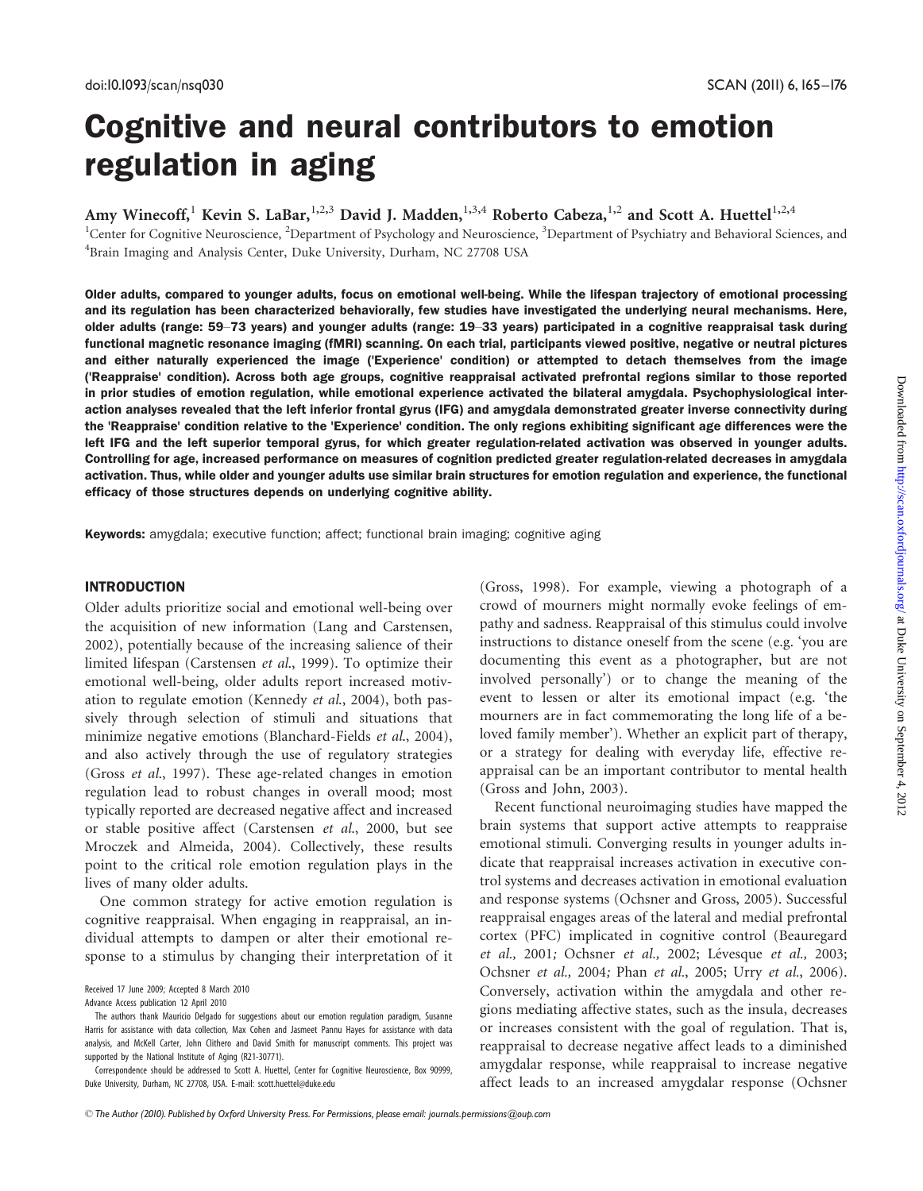# Cognitive and neural contributors to emotion regulation in aging

Amy Winecoff,[1] Kevin S. LaBar,[1,2,3] David J. Madden,[1,3,4] Roberto Cabeza,[1,2] and Scott A. Huettel[1,2,4]

[1]Center for Cognitive Neuroscience, [2]Department of Psychology and Neuroscience, [3]Department of Psychiatry and Behavioral Sciences, and [4]Brain Imaging and Analysis Center, Duke University, Durham, NC 27708 USA

**Older adults, compared to younger adults, focus on emotional well-being. While the lifespan trajectory of emotional processing and its regulation has been characterized behaviorally, few studies have investigated the underlying neural mechanisms. Here, older adults (range: 59–73 years) and younger adults (range: 19–33 years) participated in a cognitive reappraisal task during functional magnetic resonance imaging (fMRI) scanning. On each trial, participants viewed positive, negative or neutral pictures and either naturally experienced the image ('Experience' condition) or attempted to detach themselves from the image ('Reappraise' condition). Across both age groups, cognitive reappraisal activated prefrontal regions similar to those reported in prior studies of emotion regulation, while emotional experience activated the bilateral amygdala. Psychophysiological interaction analyses revealed that the left inferior frontal gyrus (IFG) and amygdala demonstrated greater inverse connectivity during the 'Reappraise' condition relative to the 'Experience' condition. The only regions exhibiting significant age differences were the left IFG and the left superior temporal gyrus, for which greater regulation-related activation was observed in younger adults. Controlling for age, increased performance on measures of cognition predicted greater regulation-related decreases in amygdala activation. Thus, while older and younger adults use similar brain structures for emotion regulation and experience, the functional efficacy of those structures depends on underlying cognitive ability.**

**Keywords:** amygdala; executive function; affect; functional brain imaging; cognitive aging

## INTRODUCTION

Older adults prioritize social and emotional well-being over the acquisition of new information (Lang and Carstensen, 2002), potentially because of the increasing salience of their limited lifespan (Carstensen *et al.*, 1999). To optimize their emotional well-being, older adults report increased motivation to regulate emotion (Kennedy *et al.*, 2004), both passively through selection of stimuli and situations that minimize negative emotions (Blanchard-Fields *et al.*, 2004), and also actively through the use of regulatory strategies (Gross *et al.*, 1997). These age-related changes in emotion regulation lead to robust changes in overall mood; most typically reported are decreased negative affect and increased or stable positive affect (Carstensen *et al.*, 2000, but see Mroczek and Almeida, 2004). Collectively, these results point to the critical role emotion regulation plays in the lives of many older adults.

One common strategy for active emotion regulation is cognitive reappraisal. When engaging in reappraisal, an individual attempts to dampen or alter their emotional response to a stimulus by changing their interpretation of it (Gross, 1998). For example, viewing a photograph of a crowd of mourners might normally evoke feelings of empathy and sadness. Reappraisal of this stimulus could involve instructions to distance oneself from the scene (e.g. 'you are documenting this event as a photographer, but are not involved personally') or to change the meaning of the event to lessen or alter its emotional impact (e.g. 'the mourners are in fact commemorating the long life of a beloved family member'). Whether an explicit part of therapy, or a strategy for dealing with everyday life, effective reappraisal can be an important contributor to mental health (Gross and John, 2003).

Recent functional neuroimaging studies have mapped the brain systems that support active attempts to reappraise emotional stimuli. Converging results in younger adults indicate that reappraisal increases activation in executive control systems and decreases activation in emotional evaluation and response systems (Ochsner and Gross, 2005). Successful reappraisal engages areas of the lateral and medial prefrontal cortex (PFC) implicated in cognitive control (Beauregard *et al.,* 2001*;* Ochsner *et al.,* 2002; Lévesque *et al.,* 2003; Ochsner *et al.,* 2004*;* Phan *et al.*, 2005; Urry *et al.*, 2006). Conversely, activation within the amygdala and other regions mediating affective states, such as the insula, decreases or increases consistent with the goal of regulation. That is, reappraisal to decrease negative affect leads to a diminished amygdalar response, while reappraisal to increase negative affect leads to an increased amygdalar response (Ochsner

Received 17 June 2009; Accepted 8 March 2010

Advance Access publication 12 April 2010

The authors thank Mauricio Delgado for suggestions about our emotion regulation paradigm, Susanne Harris for assistance with data collection, Max Cohen and Jasmeet Pannu Hayes for assistance with data analysis, and McKell Carter, John Clithero and David Smith for manuscript comments. This project was supported by the National Institute of Aging (R21-30771).

Correspondence should be addressed to Scott A. Huettel, Center for Cognitive Neuroscience, Box 90999, Duke University, Durham, NC 27708, USA. E-mail: scott.huettel@duke.edu

© The Author (2010). Published by Oxford University Press. For Permissions, please email: journals.permissions@oup.com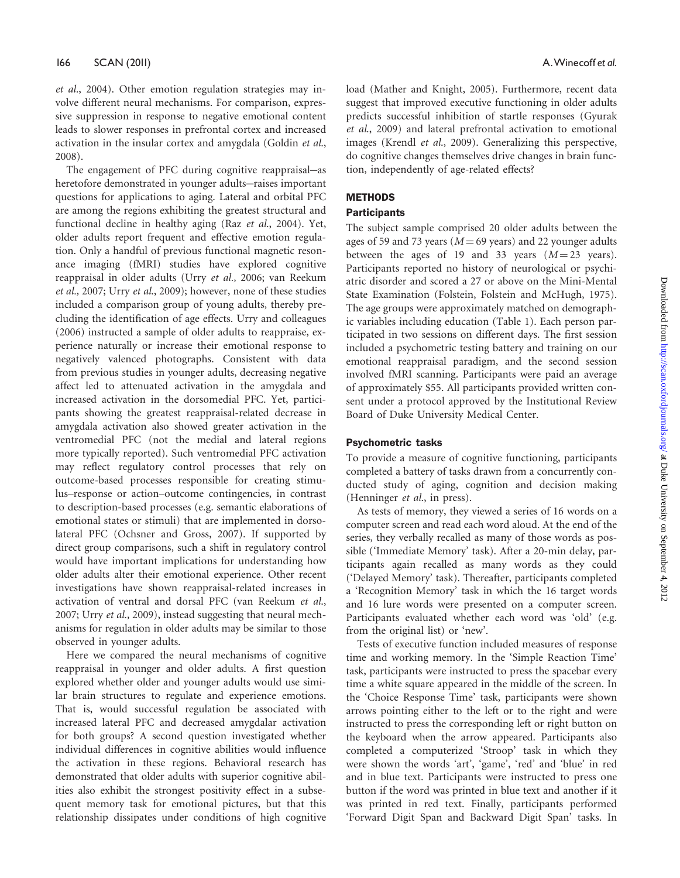*et al.*, 2004). Other emotion regulation strategies may involve different neural mechanisms. For comparison, expressive suppression in response to negative emotional content leads to slower responses in prefrontal cortex and increased activation in the insular cortex and amygdala (Goldin *et al.*, 2008).

The engagement of PFC during cognitive reappraisal—as heretofore demonstrated in younger adults—raises important questions for applications to aging. Lateral and orbital PFC are among the regions exhibiting the greatest structural and functional decline in healthy aging (Raz *et al.*, 2004). Yet, older adults report frequent and effective emotion regulation. Only a handful of previous functional magnetic resonance imaging (fMRI) studies have explored cognitive reappraisal in older adults (Urry *et al.*, 2006; van Reekum *et al.*, 2007; Urry *et al.*, 2009); however, none of these studies included a comparison group of young adults, thereby precluding the identification of age effects. Urry and colleagues (2006) instructed a sample of older adults to reappraise, experience naturally or increase their emotional response to negatively valenced photographs. Consistent with data from previous studies in younger adults, decreasing negative affect led to attenuated activation in the amygdala and increased activation in the dorsomedial PFC. Yet, participants showing the greatest reappraisal-related decrease in amygdala activation also showed greater activation in the ventromedial PFC (not the medial and lateral regions more typically reported). Such ventromedial PFC activation may reflect regulatory control processes that rely on outcome-based processes responsible for creating stimulus–response or action–outcome contingencies, in contrast to description-based processes (e.g. semantic elaborations of emotional states or stimuli) that are implemented in dorsolateral PFC (Ochsner and Gross, 2007). If supported by direct group comparisons, such a shift in regulatory control would have important implications for understanding how older adults alter their emotional experience. Other recent investigations have shown reappraisal-related increases in activation of ventral and dorsal PFC (van Reekum *et al.*, 2007; Urry *et al.*, 2009), instead suggesting that neural mechanisms for regulation in older adults may be similar to those observed in younger adults.

Here we compared the neural mechanisms of cognitive reappraisal in younger and older adults. A first question explored whether older and younger adults would use similar brain structures to regulate and experience emotions. That is, would successful regulation be associated with increased lateral PFC and decreased amygdalar activation for both groups? A second question investigated whether individual differences in cognitive abilities would influence the activation in these regions. Behavioral research has demonstrated that older adults with superior cognitive abilities also exhibit the strongest positivity effect in a subsequent memory task for emotional pictures, but that this relationship dissipates under conditions of high cognitive load (Mather and Knight, 2005). Furthermore, recent data suggest that improved executive functioning in older adults predicts successful inhibition of startle responses (Gyurak *et al.*, 2009) and lateral prefrontal activation to emotional images (Krendl *et al.*, 2009). Generalizing this perspective, do cognitive changes themselves drive changes in brain function, independently of age-related effects?

## METHODS

### Participants

The subject sample comprised 20 older adults between the ages of 59 and 73 years ($M = 69$ years) and 22 younger adults between the ages of 19 and 33 years ($M = 23$ years). Participants reported no history of neurological or psychiatric disorder and scored a 27 or above on the Mini-Mental State Examination (Folstein, Folstein and McHugh, 1975). The age groups were approximately matched on demographic variables including education (Table 1). Each person participated in two sessions on different days. The first session included a psychometric testing battery and training on our emotional reappraisal paradigm, and the second session involved fMRI scanning. Participants were paid an average of approximately \$55. All participants provided written consent under a protocol approved by the Institutional Review Board of Duke University Medical Center.

### Psychometric tasks

To provide a measure of cognitive functioning, participants completed a battery of tasks drawn from a concurrently conducted study of aging, cognition and decision making (Henninger *et al.*, in press).

As tests of memory, they viewed a series of 16 words on a computer screen and read each word aloud. At the end of the series, they verbally recalled as many of those words as possible ('Immediate Memory' task). After a 20-min delay, participants again recalled as many words as they could ('Delayed Memory' task). Thereafter, participants completed a 'Recognition Memory' task in which the 16 target words and 16 lure words were presented on a computer screen. Participants evaluated whether each word was 'old' (e.g. from the original list) or 'new'.

Tests of executive function included measures of response time and working memory. In the 'Simple Reaction Time' task, participants were instructed to press the spacebar every time a white square appeared in the middle of the screen. In the 'Choice Response Time' task, participants were shown arrows pointing either to the left or to the right and were instructed to press the corresponding left or right button on the keyboard when the arrow appeared. Participants also completed a computerized 'Stroop' task in which they were shown the words 'art', 'game', 'red' and 'blue' in red and in blue text. Participants were instructed to press one button if the word was printed in blue text and another if it was printed in red text. Finally, participants performed 'Forward Digit Span and Backward Digit Span' tasks. In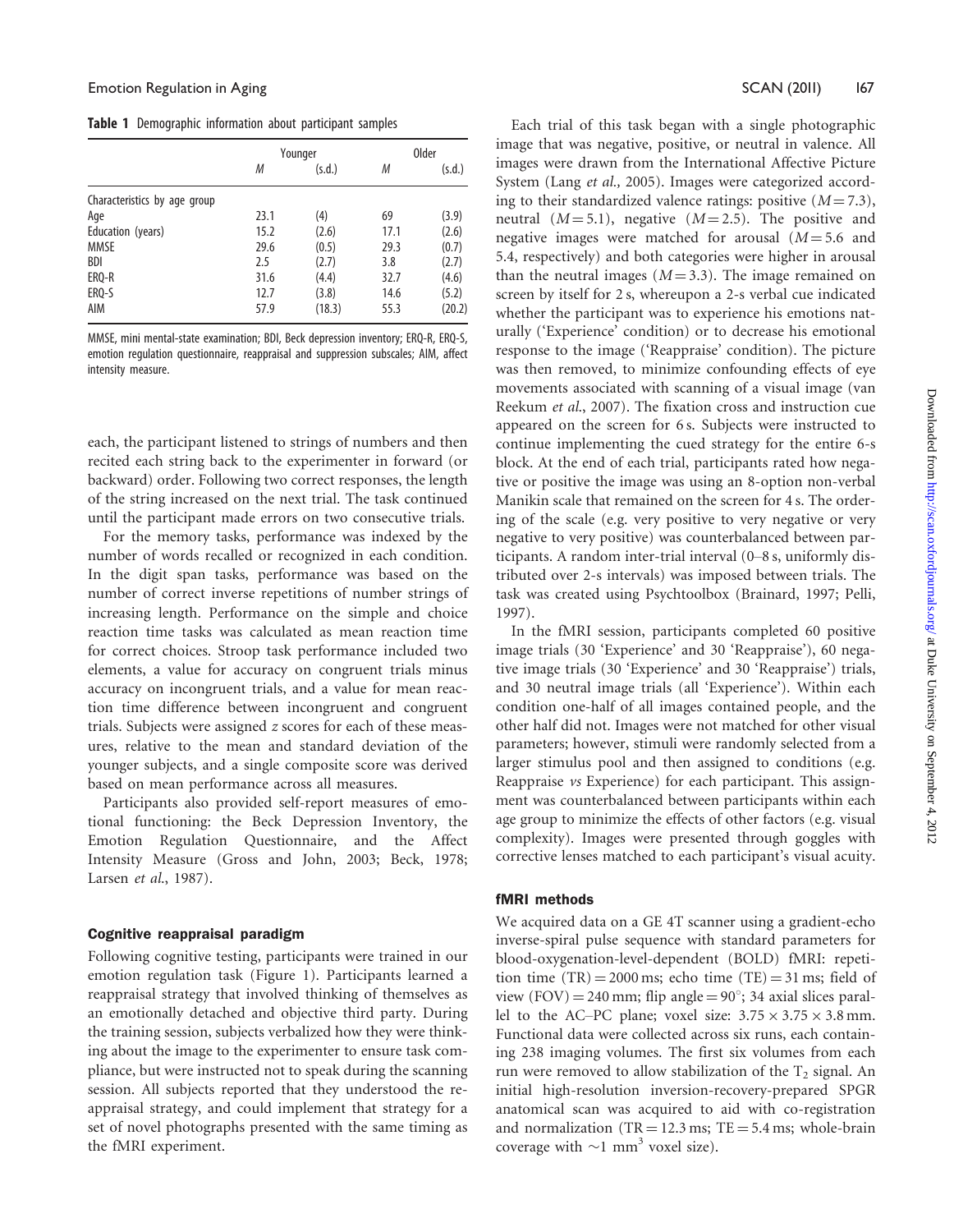**Table 1** Demographic information about participant samples

| | Younger | | Older | |
|---|---|---|---|---|
| | *M* | (s.d.) | *M* | (s.d.) |
| Characteristics by age group | | | | |
| Age | 23.1 | (4) | 69 | (3.9) |
| Education (years) | 15.2 | (2.6) | 17.1 | (2.6) |
| MMSE | 29.6 | (0.5) | 29.3 | (0.7) |
| BDI | 2.5 | (2.7) | 3.8 | (2.7) |
| ERQ-R | 31.6 | (4.4) | 32.7 | (4.6) |
| ERQ-S | 12.7 | (3.8) | 14.6 | (5.2) |
| AIM | 57.9 | (18.3) | 55.3 | (20.2) |

MMSE, mini mental-state examination; BDI, Beck depression inventory; ERQ-R, ERQ-S, emotion regulation questionnaire, reappraisal and suppression subscales; AIM, affect intensity measure.

each, the participant listened to strings of numbers and then recited each string back to the experimenter in forward (or backward) order. Following two correct responses, the length of the string increased on the next trial. The task continued until the participant made errors on two consecutive trials.

For the memory tasks, performance was indexed by the number of words recalled or recognized in each condition. In the digit span tasks, performance was based on the number of correct inverse repetitions of number strings of increasing length. Performance on the simple and choice reaction time tasks was calculated as mean reaction time for correct choices. Stroop task performance included two elements, a value for accuracy on congruent trials minus accuracy on incongruent trials, and a value for mean reaction time difference between incongruent and congruent trials. Subjects were assigned *z* scores for each of these measures, relative to the mean and standard deviation of the younger subjects, and a single composite score was derived based on mean performance across all measures.

Participants also provided self-report measures of emotional functioning: the Beck Depression Inventory, the Emotion Regulation Questionnaire, and the Affect Intensity Measure (Gross and John, 2003; Beck, 1978; Larsen *et al.*, 1987).

### Cognitive reappraisal paradigm

Following cognitive testing, participants were trained in our emotion regulation task (Figure 1). Participants learned a reappraisal strategy that involved thinking of themselves as an emotionally detached and objective third party. During the training session, subjects verbalized how they were thinking about the image to the experimenter to ensure task compliance, but were instructed not to speak during the scanning session. All subjects reported that they understood the reappraisal strategy, and could implement that strategy for a set of novel photographs presented with the same timing as the fMRI experiment.

Each trial of this task began with a single photographic image that was negative, positive, or neutral in valence. All images were drawn from the International Affective Picture System (Lang *et al.*, 2005). Images were categorized according to their standardized valence ratings: positive ($M = 7.3$), neutral ($M = 5.1$), negative ($M = 2.5$). The positive and negative images were matched for arousal ($M = 5.6$ and 5.4, respectively) and both categories were higher in arousal than the neutral images ($M = 3.3$). The image remained on screen by itself for 2 s, whereupon a 2-s verbal cue indicated whether the participant was to experience his emotions naturally ('Experience' condition) or to decrease his emotional response to the image ('Reappraise' condition). The picture was then removed, to minimize confounding effects of eye movements associated with scanning of a visual image (van Reekum *et al.*, 2007). The fixation cross and instruction cue appeared on the screen for 6 s. Subjects were instructed to continue implementing the cued strategy for the entire 6-s block. At the end of each trial, participants rated how negative or positive the image was using an 8-option non-verbal Manikin scale that remained on the screen for 4 s. The ordering of the scale (e.g. very positive to very negative or very negative to very positive) was counterbalanced between participants. A random inter-trial interval (0–8 s, uniformly distributed over 2-s intervals) was imposed between trials. The task was created using Psychtoolbox (Brainard, 1997; Pelli, 1997).

In the fMRI session, participants completed 60 positive image trials (30 'Experience' and 30 'Reappraise'), 60 negative image trials (30 'Experience' and 30 'Reappraise') trials, and 30 neutral image trials (all 'Experience'). Within each condition one-half of all images contained people, and the other half did not. Images were not matched for other visual parameters; however, stimuli were randomly selected from a larger stimulus pool and then assigned to conditions (e.g. Reappraise *vs* Experience) for each participant. This assignment was counterbalanced between participants within each age group to minimize the effects of other factors (e.g. visual complexity). Images were presented through goggles with corrective lenses matched to each participant's visual acuity.

### fMRI methods

We acquired data on a GE 4T scanner using a gradient-echo inverse-spiral pulse sequence with standard parameters for blood-oxygenation-level-dependent (BOLD) fMRI: repetition time (TR) = 2000 ms; echo time (TE) = 31 ms; field of view (FOV) = 240 mm; flip angle = 90°; 34 axial slices parallel to the AC–PC plane; voxel size: $3.75 \times 3.75 \times 3.8$ mm. Functional data were collected across six runs, each containing 238 imaging volumes. The first six volumes from each run were removed to allow stabilization of the $T_2$ signal. An initial high-resolution inversion-recovery-prepared SPGR anatomical scan was acquired to aid with co-registration and normalization (TR = 12.3 ms; TE = 5.4 ms; whole-brain coverage with ~1 mm$^3$ voxel size).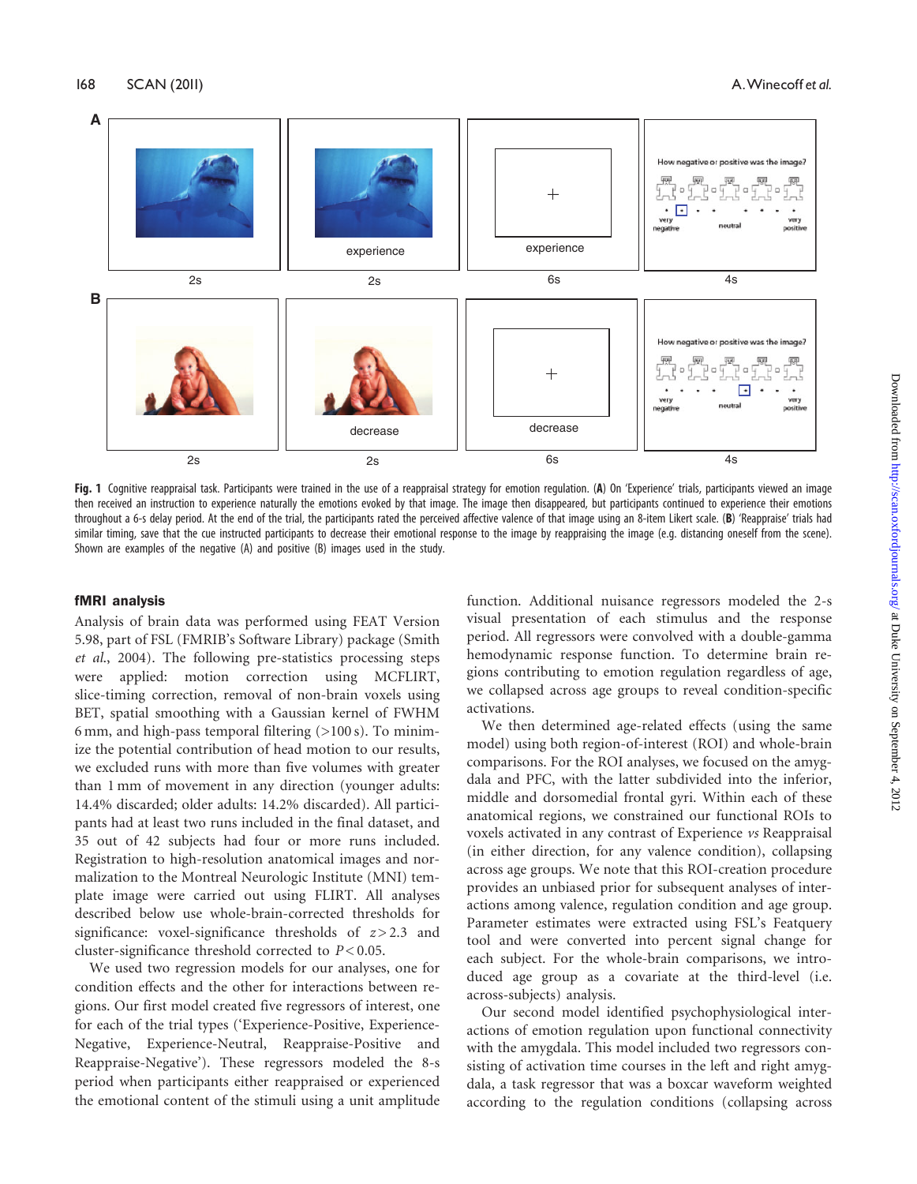A

2s

experience

2s

experience

6s

How negative or positive was the image?

very negative

neutral

very positive

4s

B

2s

decrease

2s

decrease

6s

How negative or positive was the image?

very negative

neutral

very positive

4s

**Fig. 1** Cognitive reappraisal task. Participants were trained in the use of a reappraisal strategy for emotion regulation. (**A**) On 'Experience' trials, participants viewed an image then received an instruction to experience naturally the emotions evoked by that image. The image then disappeared, but participants continued to experience their emotions throughout a 6-s delay period. At the end of the trial, the participants rated the perceived affective valence of that image using an 8-item Likert scale. (**B**) 'Reappraise' trials had similar timing, save that the cue instructed participants to decrease their emotional response to the image by reappraising the image (e.g. distancing oneself from the scene). Shown are examples of the negative (A) and positive (B) images used in the study.

## fMRI analysis

Analysis of brain data was performed using FEAT Version 5.98, part of FSL (FMRIB's Software Library) package (Smith *et al.*, 2004). The following pre-statistics processing steps were applied: motion correction using MCFLIRT, slice-timing correction, removal of non-brain voxels using BET, spatial smoothing with a Gaussian kernel of FWHM 6 mm, and high-pass temporal filtering (>100 s). To minimize the potential contribution of head motion to our results, we excluded runs with more than five volumes with greater than 1 mm of movement in any direction (younger adults: 14.4% discarded; older adults: 14.2% discarded). All participants had at least two runs included in the final dataset, and 35 out of 42 subjects had four or more runs included. Registration to high-resolution anatomical images and normalization to the Montreal Neurologic Institute (MNI) template image were carried out using FLIRT. All analyses described below use whole-brain-corrected thresholds for significance: voxel-significance thresholds of $z > 2.3$ and cluster-significance threshold corrected to $P < 0.05$.

We used two regression models for our analyses, one for condition effects and the other for interactions between regions. Our first model created five regressors of interest, one for each of the trial types ('Experience-Positive, Experience-Negative, Experience-Neutral, Reappraise-Positive and Reappraise-Negative'). These regressors modeled the 8-s period when participants either reappraised or experienced the emotional content of the stimuli using a unit amplitude function. Additional nuisance regressors modeled the 2-s visual presentation of each stimulus and the response period. All regressors were convolved with a double-gamma hemodynamic response function. To determine brain regions contributing to emotion regulation regardless of age, we collapsed across age groups to reveal condition-specific activations.

We then determined age-related effects (using the same model) using both region-of-interest (ROI) and whole-brain comparisons. For the ROI analyses, we focused on the amygdala and PFC, with the latter subdivided into the inferior, middle and dorsomedial frontal gyri. Within each of these anatomical regions, we constrained our functional ROIs to voxels activated in any contrast of Experience *vs* Reappraisal (in either direction, for any valence condition), collapsing across age groups. We note that this ROI-creation procedure provides an unbiased prior for subsequent analyses of interactions among valence, regulation condition and age group. Parameter estimates were extracted using FSL's Featquery tool and were converted into percent signal change for each subject. For the whole-brain comparisons, we introduced age group as a covariate at the third-level (i.e. across-subjects) analysis.

Our second model identified psychophysiological interactions of emotion regulation upon functional connectivity with the amygdala. This model included two regressors consisting of activation time courses in the left and right amygdala, a task regressor that was a boxcar waveform weighted according to the regulation conditions (collapsing across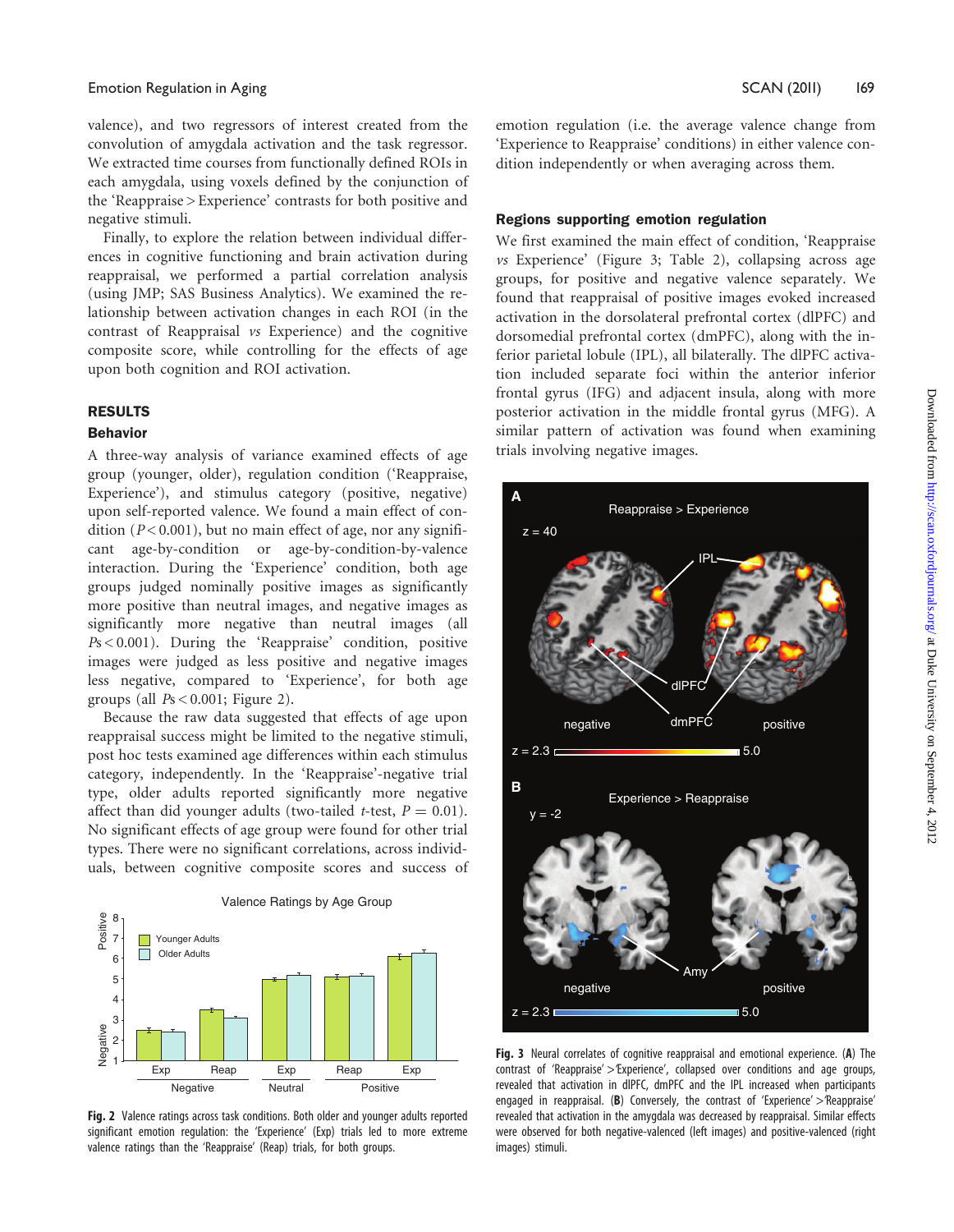valence), and two regressors of interest created from the convolution of amygdala activation and the task regressor. We extracted time courses from functionally defined ROIs in each amygdala, using voxels defined by the conjunction of the 'Reappraise > Experience' contrasts for both positive and negative stimuli.

Finally, to explore the relation between individual differences in cognitive functioning and brain activation during reappraisal, we performed a partial correlation analysis (using JMP; SAS Business Analytics). We examined the relationship between activation changes in each ROI (in the contrast of Reappraisal *vs* Experience) and the cognitive composite score, while controlling for the effects of age upon both cognition and ROI activation.

## RESULTS

### Behavior

A three-way analysis of variance examined effects of age group (younger, older), regulation condition ('Reappraise, Experience'), and stimulus category (positive, negative) upon self-reported valence. We found a main effect of condition ($P < 0.001$), but no main effect of age, nor any significant age-by-condition or age-by-condition-by-valence interaction. During the 'Experience' condition, both age groups judged nominally positive images as significantly more positive than neutral images, and negative images as significantly more negative than neutral images (all $Ps < 0.001$). During the 'Reappraise' condition, positive images were judged as less positive and negative images less negative, compared to 'Experience', for both age groups (all $Ps < 0.001$; Figure 2).

Because the raw data suggested that effects of age upon reappraisal success might be limited to the negative stimuli, post hoc tests examined age differences within each stimulus category, independently. In the 'Reappraise'-negative trial type, older adults reported significantly more negative affect than did younger adults (two-tailed $t$-test, $P = 0.01$). No significant effects of age group were found for other trial types. There were no significant correlations, across individuals, between cognitive composite scores and success of emotion regulation (i.e. the average valence change from 'Experience to Reappraise' conditions) in either valence condition independently or when averaging across them.

**Fig. 2** Valence ratings across task conditions. Both older and younger adults reported significant emotion regulation: the 'Experience' (Exp) trials led to more extreme valence ratings than the 'Reappraise' (Reap) trials, for both groups.

### Regions supporting emotion regulation

We first examined the main effect of condition, 'Reappraise *vs* Experience' (Figure 3; Table 2), collapsing across age groups, for positive and negative valence separately. We found that reappraisal of positive images evoked increased activation in the dorsolateral prefrontal cortex (dlPFC) and dorsomedial prefrontal cortex (dmPFC), along with the inferior parietal lobule (IPL), all bilaterally. The dlPFC activation included separate foci within the anterior inferior frontal gyrus (IFG) and adjacent insula, along with more posterior activation in the middle frontal gyrus (MFG). A similar pattern of activation was found when examining trials involving negative images.

**Fig. 3** Neural correlates of cognitive reappraisal and emotional experience. (**A**) The contrast of 'Reappraise' > 'Experience', collapsed over conditions and age groups, revealed that activation in dlPFC, dmPFC and the IPL increased when participants engaged in reappraisal. (**B**) Conversely, the contrast of 'Experience' > 'Reappraise' revealed that activation in the amygdala was decreased by reappraisal. Similar effects were observed for both negative-valenced (left images) and positive-valenced (right images) stimuli.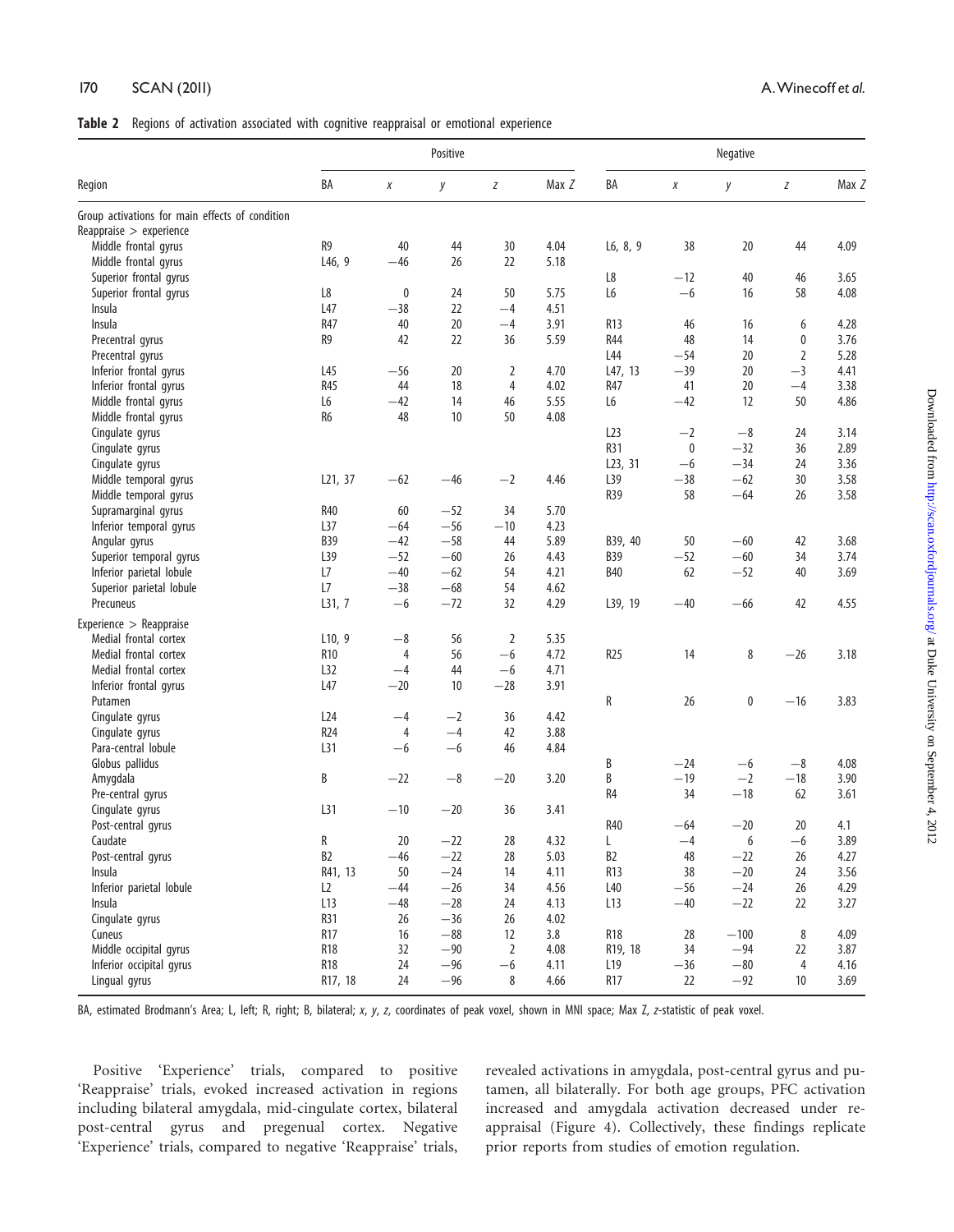**Table 2** Regions of activation associated with cognitive reappraisal or emotional experience

| Region | Positive | | | | | Negative | | | | |
|---|---|---|---|---|---|---|---|---|---|---|
| | BA | *x* | *y* | *z* | Max Z | BA | *x* | *y* | *z* | Max Z |
| Group activations for main effects of condition | | | | | | | | | | |
| Reappraise > experience | | | | | | | | | | |
| Middle frontal gyrus | R9 | 40 | 44 | 30 | 4.04 | L6, 8, 9 | 38 | 20 | 44 | 4.09 |
| Middle frontal gyrus | L46, 9 | −46 | 26 | 22 | 5.18 | | | | | |
| Superior frontal gyrus | | | | | | L8 | −12 | 40 | 46 | 3.65 |
| Superior frontal gyrus | L8 | 0 | 24 | 50 | 5.75 | L6 | −6 | 16 | 58 | 4.08 |
| Insula | L47 | −38 | 22 | −4 | 4.51 | | | | | |
| Insula | R47 | 40 | 20 | −4 | 3.91 | R13 | 46 | 16 | 6 | 4.28 |
| Precentral gyrus | R9 | 42 | 22 | 36 | 5.59 | R44 | 48 | 14 | 0 | 3.76 |
| Precentral gyrus | | | | | | L44 | −54 | 20 | 2 | 5.28 |
| Inferior frontal gyrus | L45 | −56 | 20 | 2 | 4.70 | L47, 13 | −39 | 20 | −3 | 4.41 |
| Inferior frontal gyrus | R45 | 44 | 18 | 4 | 4.02 | R47 | 41 | 20 | −4 | 3.38 |
| Middle frontal gyrus | L6 | −42 | 14 | 46 | 5.55 | L6 | −42 | 12 | 50 | 4.86 |
| Middle frontal gyrus | R6 | 48 | 10 | 50 | 4.08 | | | | | |
| Cingulate gyrus | | | | | | L23 | −2 | −8 | 24 | 3.14 |
| Cingulate gyrus | | | | | | R31 | 0 | −32 | 36 | 2.89 |
| Cingulate gyrus | | | | | | L23, 31 | −6 | −34 | 24 | 3.36 |
| Middle temporal gyrus | L21, 37 | −62 | −46 | −2 | 4.46 | L39 | −38 | −62 | 30 | 3.58 |
| Middle temporal gyrus | | | | | | R39 | 58 | −64 | 26 | 3.58 |
| Supramarginal gyrus | R40 | 60 | −52 | 34 | 5.70 | | | | | |
| Inferior temporal gyrus | L37 | −64 | −56 | −10 | 4.23 | | | | | |
| Angular gyrus | B39 | −42 | −58 | 44 | 5.89 | B39, 40 | 50 | −60 | 42 | 3.68 |
| Superior temporal gyrus | L39 | −52 | −60 | 26 | 4.43 | B39 | −52 | −60 | 34 | 3.74 |
| Inferior parietal lobule | L7 | −40 | −62 | 54 | 4.21 | B40 | 62 | −52 | 40 | 3.69 |
| Superior parietal lobule | L7 | −38 | −68 | 54 | 4.62 | | | | | |
| Precuneus | L31, 7 | −6 | −72 | 32 | 4.29 | L39, 19 | −40 | −66 | 42 | 4.55 |
| Experience > Reappraise | | | | | | | | | | |
| Medial frontal cortex | L10, 9 | −8 | 56 | 2 | 5.35 | | | | | |
| Medial frontal cortex | R10 | 4 | 56 | −6 | 4.72 | R25 | 14 | 8 | −26 | 3.18 |
| Medial frontal cortex | L32 | −4 | 44 | −6 | 4.71 | | | | | |
| Inferior frontal gyrus | L47 | −20 | 10 | −28 | 3.91 | | | | | |
| Putamen | | | | | | R | 26 | 0 | −16 | 3.83 |
| Cingulate gyrus | L24 | −4 | −2 | 36 | 4.42 | | | | | |
| Cingulate gyrus | R24 | 4 | −4 | 42 | 3.88 | | | | | |
| Para-central lobule | L31 | −6 | −6 | 46 | 4.84 | | | | | |
| Globus pallidus | | | | | | B | −24 | −6 | −8 | 4.08 |
| Amygdala | B | −22 | −8 | −20 | 3.20 | B | −19 | −2 | −18 | 3.90 |
| Pre-central gyrus | | | | | | R4 | 34 | −18 | 62 | 3.61 |
| Cingulate gyrus | L31 | −10 | −20 | 36 | 3.41 | | | | | |
| Post-central gyrus | | | | | | R40 | −64 | −20 | 20 | 4.1 |
| Caudate | R | 20 | −22 | 28 | 4.32 | L | −4 | 6 | −6 | 3.89 |
| Post-central gyrus | B2 | −46 | −22 | 28 | 5.03 | B2 | 48 | −22 | 26 | 4.27 |
| Insula | R41, 13 | 50 | −24 | 14 | 4.11 | R13 | 38 | −20 | 24 | 3.56 |
| Inferior parietal lobule | L2 | −44 | −26 | 34 | 4.56 | L40 | −56 | −24 | 26 | 4.29 |
| Insula | L13 | −48 | −28 | 24 | 4.13 | L13 | −40 | −22 | 22 | 3.27 |
| Cingulate gyrus | R31 | 26 | −36 | 26 | 4.02 | | | | | |
| Cuneus | R17 | 16 | −88 | 12 | 3.8 | R18 | 28 | −100 | 8 | 4.09 |
| Middle occipital gyrus | R18 | 32 | −90 | 2 | 4.08 | R19, 18 | 34 | −94 | 22 | 3.87 |
| Inferior occipital gyrus | R18 | 24 | −96 | −6 | 4.11 | L19 | −36 | −80 | 4 | 4.16 |
| Lingual gyrus | R17, 18 | 24 | −96 | 8 | 4.66 | R17 | 22 | −92 | 10 | 3.69 |

BA, estimated Brodmann's Area; L, left; R, right; B, bilateral; *x*, *y*, *z*, coordinates of peak voxel, shown in MNI space; Max Z, *z*-statistic of peak voxel.

Positive 'Experience' trials, compared to positive 'Reappraise' trials, evoked increased activation in regions including bilateral amygdala, mid-cingulate cortex, bilateral post-central gyrus and pregenual cortex. Negative 'Experience' trials, compared to negative 'Reappraise' trials, revealed activations in amygdala, post-central gyrus and putamen, all bilaterally. For both age groups, PFC activation increased and amygdala activation decreased under reappraisal (Figure 4). Collectively, these findings replicate prior reports from studies of emotion regulation.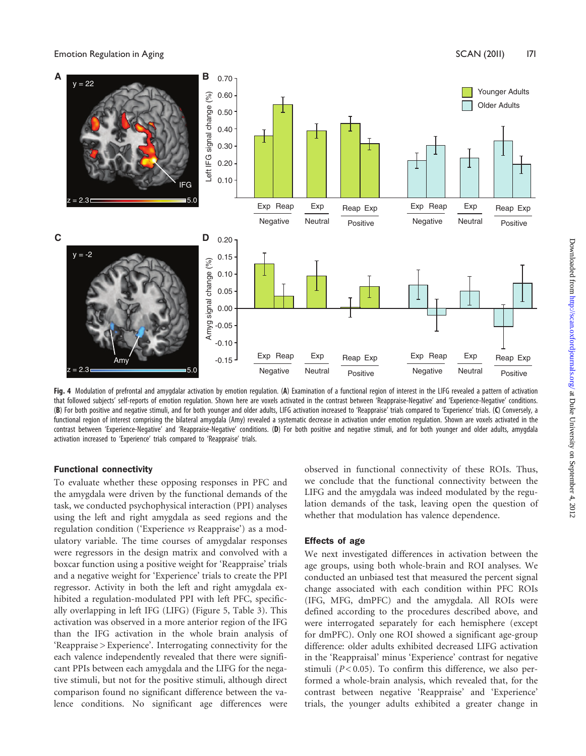Fig. 4 Modulation of prefrontal and amygdalar activation by emotion regulation. (**A**) Examination of a functional region of interest in the LIFG revealed a pattern of activation that followed subjects' self-reports of emotion regulation. Shown here are voxels activated in the contrast between 'Reappraise-Negative' and 'Experience-Negative' conditions. (**B**) For both positive and negative stimuli, and for both younger and older adults, LIFG activation increased to 'Reappraise' trials compared to 'Experience' trials. (**C**) Conversely, a functional region of interest comprising the bilateral amygdala (Amy) revealed a systematic decrease in activation under emotion regulation. Shown are voxels activated in the contrast between 'Experience-Negative' and 'Reappraise-Negative' conditions. (**D**) For both positive and negative stimuli, and for both younger and older adults, amygdala activation increased to 'Experience' trials compared to 'Reappraise' trials.

### Functional connectivity

To evaluate whether these opposing responses in PFC and the amygdala were driven by the functional demands of the task, we conducted psychophysical interaction (PPI) analyses using the left and right amygdala as seed regions and the regulation condition ('Experience *vs* Reappraise') as a modulatory variable. The time courses of amygdalar responses were regressors in the design matrix and convolved with a boxcar function using a positive weight for 'Reappraise' trials and a negative weight for 'Experience' trials to create the PPI regressor. Activity in both the left and right amygdala exhibited a regulation-modulated PPI with left PFC, specifically overlapping in left IFG (LIFG) (Figure 5, Table 3). This activation was observed in a more anterior region of the IFG than the IFG activation in the whole brain analysis of 'Reappraise > Experience'. Interrogating connectivity for the each valence independently revealed that there were significant PPIs between each amygdala and the LIFG for the negative stimuli, but not for the positive stimuli, although direct comparison found no significant difference between the valence conditions. No significant age differences were observed in functional connectivity of these ROIs. Thus, we conclude that the functional connectivity between the LIFG and the amygdala was indeed modulated by the regulation demands of the task, leaving open the question of whether that modulation has valence dependence.

### Effects of age

We next investigated differences in activation between the age groups, using both whole-brain and ROI analyses. We conducted an unbiased test that measured the percent signal change associated with each condition within PFC ROIs (IFG, MFG, dmPFC) and the amygdala. All ROIs were defined according to the procedures described above, and were interrogated separately for each hemisphere (except for dmPFC). Only one ROI showed a significant age-group difference: older adults exhibited decreased LIFG activation in the 'Reappraisal' minus 'Experience' contrast for negative stimuli ($P < 0.05$). To confirm this difference, we also performed a whole-brain analysis, which revealed that, for the contrast between negative 'Reappraise' and 'Experience' trials, the younger adults exhibited a greater change in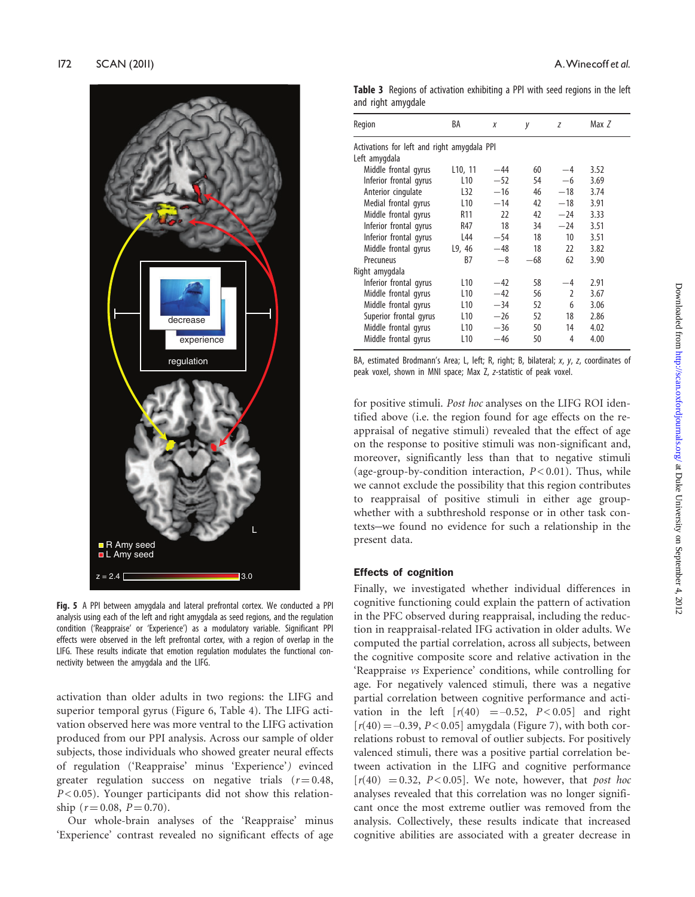Fig. 5 A PPI between amygdala and lateral prefrontal cortex. We conducted a PPI analysis using each of the left and right amygdala as seed regions, and the regulation condition ('Reappraise' or 'Experience') as a modulatory variable. Significant PPI effects were observed in the left prefrontal cortex, with a region of overlap in the LIFG. These results indicate that emotion regulation modulates the functional connectivity between the amygdala and the LIFG.

activation than older adults in two regions: the LIFG and superior temporal gyrus (Figure 6, Table 4). The LIFG activation observed here was more ventral to the LIFG activation produced from our PPI analysis. Across our sample of older subjects, those individuals who showed greater neural effects of regulation ('Reappraise' minus 'Experience') evinced greater regulation success on negative trials ($r = 0.48$, $P < 0.05$). Younger participants did not show this relationship ($r = 0.08$, $P = 0.70$).

Our whole-brain analyses of the 'Reappraise' minus 'Experience' contrast revealed no significant effects of age for positive stimuli. *Post hoc* analyses on the LIFG ROI identified above (i.e. the region found for age effects on the reappraisal of negative stimuli) revealed that the effect of age on the response to positive stimuli was non-significant and, moreover, significantly less than that to negative stimuli (age-group-by-condition interaction, $P < 0.01$). Thus, while we cannot exclude the possibility that this region contributes to reappraisal of positive stimuli in either age group—whether with a subthreshold response or in other task contexts—we found no evidence for such a relationship in the present data.

**Table 3** Regions of activation exhibiting a PPI with seed regions in the left and right amygdala

| Region | BA | x | y | z | Max Z |
|---|---|---|---|---|---|
| Activations for left and right amygdala PPI | | | | | |
| Left amygdala | | | | | |
| Middle frontal gyrus | L10, 11 | −44 | 60 | −4 | 3.52 |
| Inferior frontal gyrus | L10 | −52 | 54 | −6 | 3.69 |
| Anterior cingulate | L32 | −16 | 46 | −18 | 3.74 |
| Medial frontal gyrus | L10 | −14 | 42 | −18 | 3.91 |
| Middle frontal gyrus | R11 | 22 | 42 | −24 | 3.33 |
| Inferior frontal gyrus | R47 | 18 | 34 | −24 | 3.51 |
| Inferior frontal gyrus | L44 | −54 | 18 | 10 | 3.51 |
| Middle frontal gyrus | L9, 46 | −48 | 18 | 22 | 3.82 |
| Precuneus | B7 | −8 | −68 | 62 | 3.90 |
| Right amygdala | | | | | |
| Inferior frontal gyrus | L10 | −42 | 58 | −4 | 2.91 |
| Middle frontal gyrus | L10 | −42 | 56 | 2 | 3.67 |
| Middle frontal gyrus | L10 | −34 | 52 | 6 | 3.06 |
| Superior frontal gyrus | L10 | −26 | 52 | 18 | 2.86 |
| Middle frontal gyrus | L10 | −36 | 50 | 14 | 4.02 |
| Middle frontal gyrus | L10 | −46 | 50 | 4 | 4.00 |

BA, estimated Brodmann's Area; L, left; R, right; B, bilateral; *x*, *y*, *z*, coordinates of peak voxel, shown in MNI space; Max Z, *z*-statistic of peak voxel.

### Effects of cognition

Finally, we investigated whether individual differences in cognitive functioning could explain the pattern of activation in the PFC observed during reappraisal, including the reduction in reappraisal-related IFG activation in older adults. We computed the partial correlation, across all subjects, between the cognitive composite score and relative activation in the 'Reappraise *vs* Experience' conditions, while controlling for age. For negatively valenced stimuli, there was a negative partial correlation between cognitive performance and activation in the left [$r(40) = -0.52$, $P < 0.05$] and right [$r(40) = -0.39$, $P < 0.05$] amygdala (Figure 7), with both correlations robust to removal of outlier subjects. For positively valenced stimuli, there was a positive partial correlation between activation in the LIFG and cognitive performance [$r(40) = 0.32$, $P < 0.05$]. We note, however, that *post hoc* analyses revealed that this correlation was no longer significant once the most extreme outlier was removed from the analysis. Collectively, these results indicate that increased cognitive abilities are associated with a greater decrease in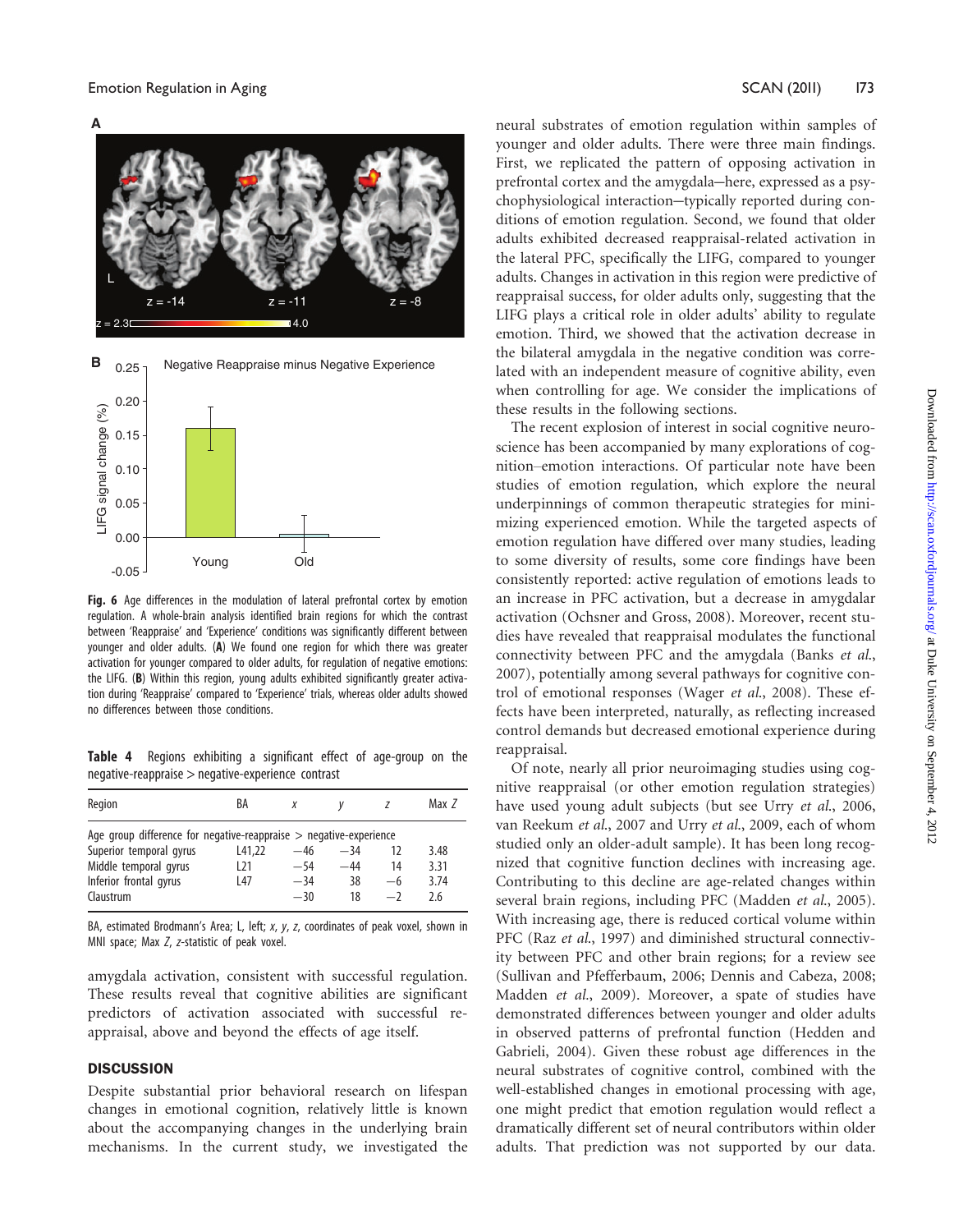Fig. 6 Age differences in the modulation of lateral prefrontal cortex by emotion regulation. A whole-brain analysis identified brain regions for which the contrast between 'Reappraise' and 'Experience' conditions was significantly different between younger and older adults. (**A**) We found one region for which there was greater activation for younger compared to older adults, for regulation of negative emotions: the LIFG. (**B**) Within this region, young adults exhibited significantly greater activation during 'Reappraise' compared to 'Experience' trials, whereas older adults showed no differences between those conditions.

**Table 4** Regions exhibiting a significant effect of age-group on the negative-reappraise > negative-experience contrast

| Region | BA | *x* | *y* | *z* | Max *Z* |
|---|---|---|---|---|---|
| Age group difference for negative-reappraise > negative-experience | | | | | |
| Superior temporal gyrus | L41,22 | −46 | −34 | 12 | 3.48 |
| Middle temporal gyrus | L21 | −54 | −44 | 14 | 3.31 |
| Inferior frontal gyrus | L47 | −34 | 38 | −6 | 3.74 |
| Claustrum | | −30 | 18 | −2 | 2.6 |

BA, estimated Brodmann's Area; L, left; *x, y, z,* coordinates of peak voxel, shown in MNI space; Max *Z*, *z*-statistic of peak voxel.

amygdala activation, consistent with successful regulation. These results reveal that cognitive abilities are significant predictors of activation associated with successful reappraisal, above and beyond the effects of age itself.

## DISCUSSION

Despite substantial prior behavioral research on lifespan changes in emotional cognition, relatively little is known about the accompanying changes in the underlying brain mechanisms. In the current study, we investigated the neural substrates of emotion regulation within samples of younger and older adults. There were three main findings. First, we replicated the pattern of opposing activation in prefrontal cortex and the amygdala—here, expressed as a psychophysiological interaction—typically reported during conditions of emotion regulation. Second, we found that older adults exhibited decreased reappraisal-related activation in the lateral PFC, specifically the LIFG, compared to younger adults. Changes in activation in this region were predictive of reappraisal success, for older adults only, suggesting that the LIFG plays a critical role in older adults' ability to regulate emotion. Third, we showed that the activation decrease in the bilateral amygdala in the negative condition was correlated with an independent measure of cognitive ability, even when controlling for age. We consider the implications of these results in the following sections.

The recent explosion of interest in social cognitive neuroscience has been accompanied by many explorations of cognition–emotion interactions. Of particular note have been studies of emotion regulation, which explore the neural underpinnings of common therapeutic strategies for minimizing experienced emotion. While the targeted aspects of emotion regulation have differed over many studies, leading to some diversity of results, some core findings have been consistently reported: active regulation of emotions leads to an increase in PFC activation, but a decrease in amygdalar activation (Ochsner and Gross, 2008). Moreover, recent studies have revealed that reappraisal modulates the functional connectivity between PFC and the amygdala (Banks *et al.*, 2007), potentially among several pathways for cognitive control of emotional responses (Wager *et al.*, 2008). These effects have been interpreted, naturally, as reflecting increased control demands but decreased emotional experience during reappraisal.

Of note, nearly all prior neuroimaging studies using cognitive reappraisal (or other emotion regulation strategies) have used young adult subjects (but see Urry *et al.*, 2006, van Reekum *et al.*, 2007 and Urry *et al.*, 2009, each of whom studied only an older-adult sample). It has been long recognized that cognitive function declines with increasing age. Contributing to this decline are age-related changes within several brain regions, including PFC (Madden *et al.*, 2005). With increasing age, there is reduced cortical volume within PFC (Raz *et al.*, 1997) and diminished structural connectivity between PFC and other brain regions; for a review see (Sullivan and Pfefferbaum, 2006; Dennis and Cabeza, 2008; Madden *et al.*, 2009). Moreover, a spate of studies have demonstrated differences between younger and older adults in observed patterns of prefrontal function (Hedden and Gabrieli, 2004). Given these robust age differences in the neural substrates of cognitive control, combined with the well-established changes in emotional processing with age, one might predict that emotion regulation would reflect a dramatically different set of neural contributors within older adults. That prediction was not supported by our data.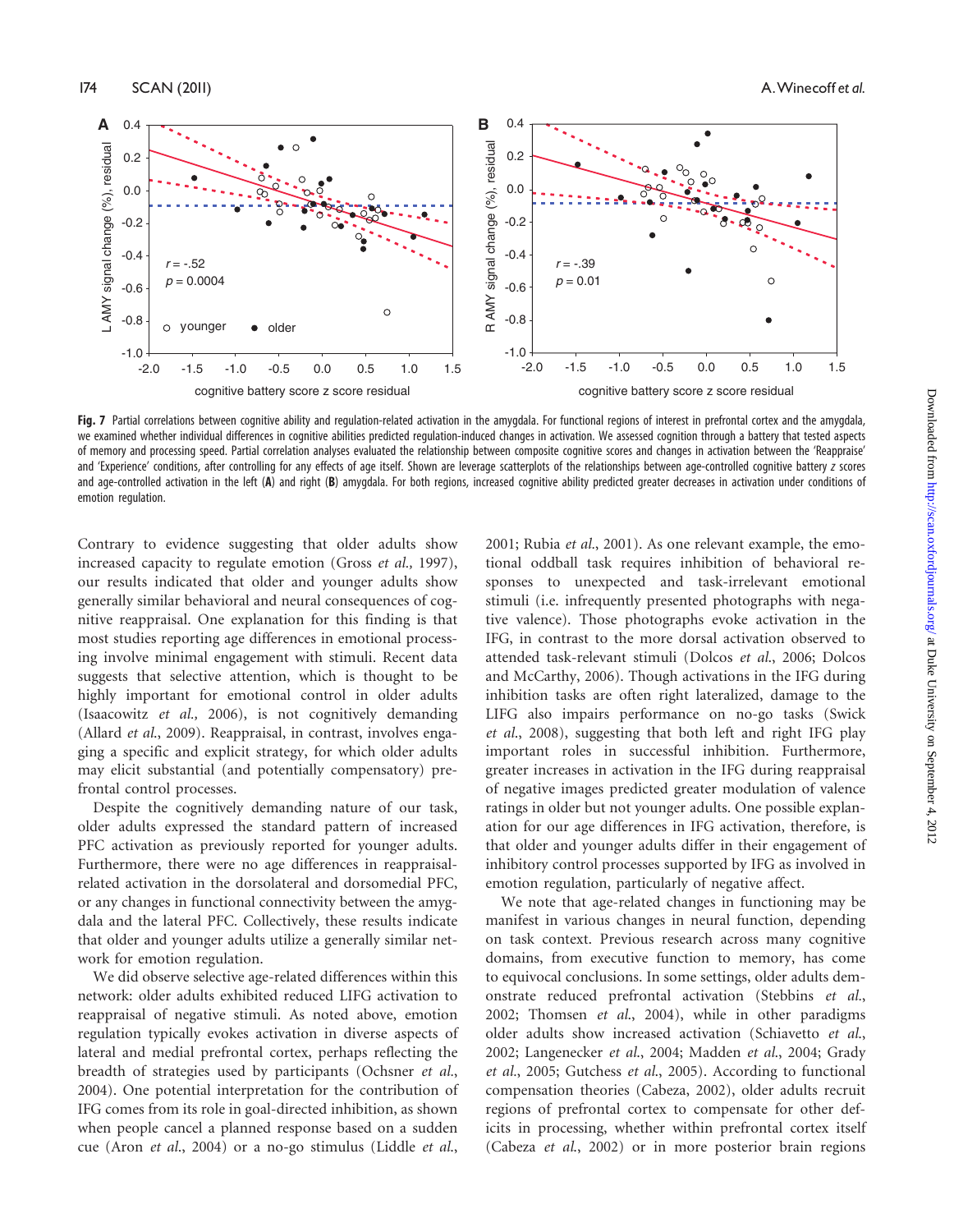A

0.4
0.2
0.0
-0.2
-0.4
-0.6
-0.8
-1.0

L AMY signal change (%), residual

$r = -.52$
$p = 0.0004$

younger   older

-2.0 -1.5 -1.0 -0.5 0.0 0.5 1.0 1.5

cognitive battery score z score residual

B

0.4
0.2
0.0
-0.2
-0.4
-0.6
-0.8
-1.0

R AMY signal change (%), residual

$r = -.39$
$p = 0.01$

-2.0 -1.5 -1.0 -0.5 0.0 0.5 1.0 1.5

cognitive battery score z score residual

**Fig. 7** Partial correlations between cognitive ability and regulation-related activation in the amygdala. For functional regions of interest in prefrontal cortex and the amygdala, we examined whether individual differences in cognitive abilities predicted regulation-induced changes in activation. We assessed cognition through a battery that tested aspects of memory and processing speed. Partial correlation analyses evaluated the relationship between composite cognitive scores and changes in activation between the 'Reappraise' and 'Experience' conditions, after controlling for any effects of age itself. Shown are leverage scatterplots of the relationships between age-controlled cognitive battery *z* scores and age-controlled activation in the left (**A**) and right (**B**) amygdala. For both regions, increased cognitive ability predicted greater decreases in activation under conditions of emotion regulation.

Contrary to evidence suggesting that older adults show increased capacity to regulate emotion (Gross *et al.,* 1997), our results indicated that older and younger adults show generally similar behavioral and neural consequences of cognitive reappraisal. One explanation for this finding is that most studies reporting age differences in emotional processing involve minimal engagement with stimuli. Recent data suggests that selective attention, which is thought to be highly important for emotional control in older adults (Isaacowitz *et al.,* 2006), is not cognitively demanding (Allard *et al.*, 2009). Reappraisal, in contrast, involves engaging a specific and explicit strategy, for which older adults may elicit substantial (and potentially compensatory) prefrontal control processes.

Despite the cognitively demanding nature of our task, older adults expressed the standard pattern of increased PFC activation as previously reported for younger adults. Furthermore, there were no age differences in reappraisal-related activation in the dorsolateral and dorsomedial PFC, or any changes in functional connectivity between the amygdala and the lateral PFC. Collectively, these results indicate that older and younger adults utilize a generally similar network for emotion regulation.

We did observe selective age-related differences within this network: older adults exhibited reduced LIFG activation to reappraisal of negative stimuli. As noted above, emotion regulation typically evokes activation in diverse aspects of lateral and medial prefrontal cortex, perhaps reflecting the breadth of strategies used by participants (Ochsner *et al.*, 2004). One potential interpretation for the contribution of IFG comes from its role in goal-directed inhibition, as shown when people cancel a planned response based on a sudden cue (Aron *et al.*, 2004) or a no-go stimulus (Liddle *et al.*, 2001; Rubia *et al.*, 2001). As one relevant example, the emotional oddball task requires inhibition of behavioral responses to unexpected and task-irrelevant emotional stimuli (i.e. infrequently presented photographs with negative valence). Those photographs evoke activation in the IFG, in contrast to the more dorsal activation observed to attended task-relevant stimuli (Dolcos *et al.*, 2006; Dolcos and McCarthy, 2006). Though activations in the IFG during inhibition tasks are often right lateralized, damage to the LIFG also impairs performance on no-go tasks (Swick *et al.*, 2008), suggesting that both left and right IFG play important roles in successful inhibition. Furthermore, greater increases in activation in the IFG during reappraisal of negative images predicted greater modulation of valence ratings in older but not younger adults. One possible explanation for our age differences in IFG activation, therefore, is that older and younger adults differ in their engagement of inhibitory control processes supported by IFG as involved in emotion regulation, particularly of negative affect.

We note that age-related changes in functioning may be manifest in various changes in neural function, depending on task context. Previous research across many cognitive domains, from executive function to memory, has come to equivocal conclusions. In some settings, older adults demonstrate reduced prefrontal activation (Stebbins *et al.*, 2002; Thomsen *et al.*, 2004), while in other paradigms older adults show increased activation (Schiavetto *et al.*, 2002; Langenecker *et al.*, 2004; Madden *et al.*, 2004; Grady *et al.*, 2005; Gutchess *et al.*, 2005). According to functional compensation theories (Cabeza, 2002), older adults recruit regions of prefrontal cortex to compensate for other deficits in processing, whether within prefrontal cortex itself (Cabeza *et al.*, 2002) or in more posterior brain regions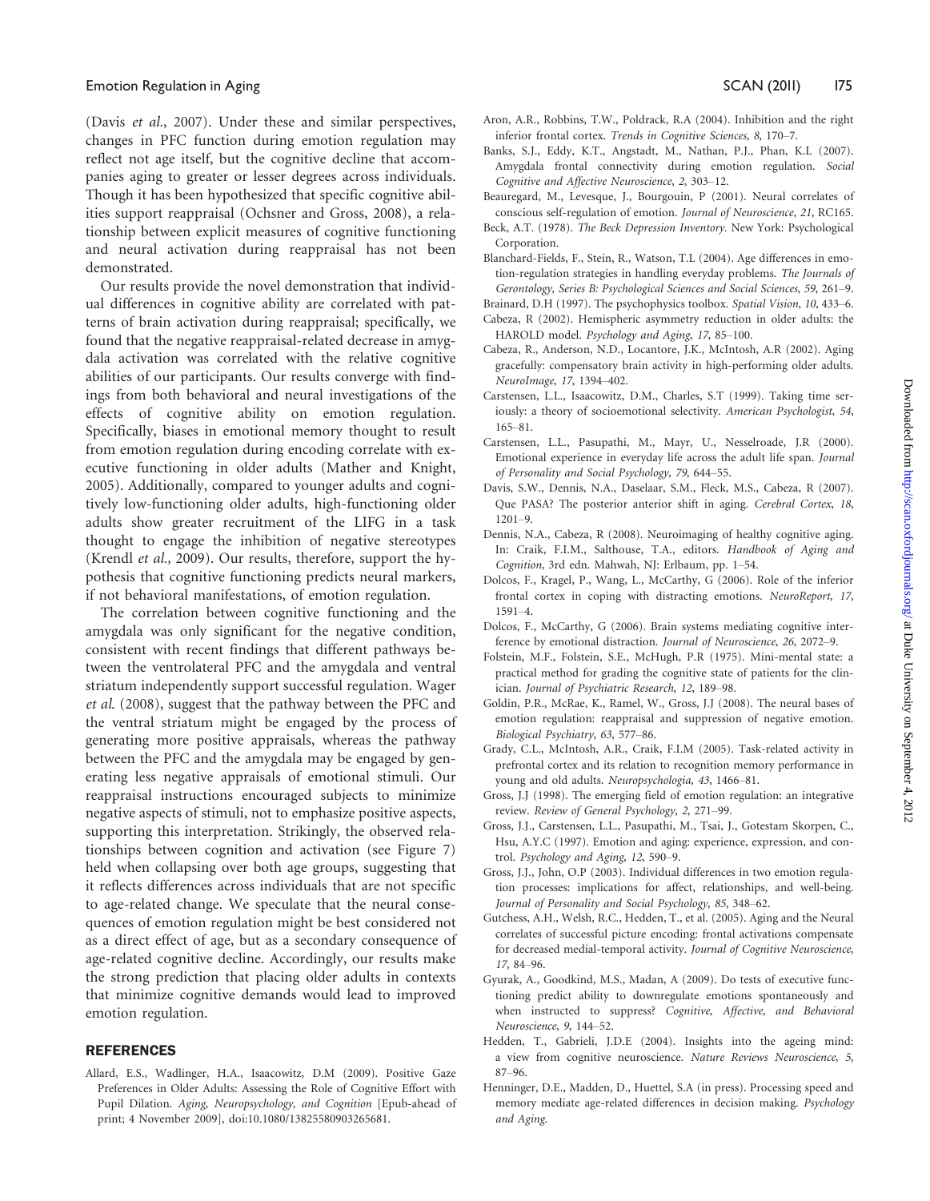(Davis *et al.*, 2007). Under these and similar perspectives, changes in PFC function during emotion regulation may reflect not age itself, but the cognitive decline that accompanies aging to greater or lesser degrees across individuals. Though it has been hypothesized that specific cognitive abilities support reappraisal (Ochsner and Gross, 2008), a relationship between explicit measures of cognitive functioning and neural activation during reappraisal has not been demonstrated.

Our results provide the novel demonstration that individual differences in cognitive ability are correlated with patterns of brain activation during reappraisal; specifically, we found that the negative reappraisal-related decrease in amygdala activation was correlated with the relative cognitive abilities of our participants. Our results converge with findings from both behavioral and neural investigations of the effects of cognitive ability on emotion regulation. Specifically, biases in emotional memory thought to result from emotion regulation during encoding correlate with executive functioning in older adults (Mather and Knight, 2005). Additionally, compared to younger adults and cognitively low-functioning older adults, high-functioning older adults show greater recruitment of the LIFG in a task thought to engage the inhibition of negative stereotypes (Krendl *et al.*, 2009). Our results, therefore, support the hypothesis that cognitive functioning predicts neural markers, if not behavioral manifestations, of emotion regulation.

The correlation between cognitive functioning and the amygdala was only significant for the negative condition, consistent with recent findings that different pathways between the ventrolateral PFC and the amygdala and ventral striatum independently support successful regulation. Wager *et al.* (2008), suggest that the pathway between the PFC and the ventral striatum might be engaged by the process of generating more positive appraisals, whereas the pathway between the PFC and the amygdala may be engaged by generating less negative appraisals of emotional stimuli. Our reappraisal instructions encouraged subjects to minimize negative aspects of stimuli, not to emphasize positive aspects, supporting this interpretation. Strikingly, the observed relationships between cognition and activation (see Figure 7) held when collapsing over both age groups, suggesting that it reflects differences across individuals that are not specific to age-related change. We speculate that the neural consequences of emotion regulation might be best considered not as a direct effect of age, but as a secondary consequence of age-related cognitive decline. Accordingly, our results make the strong prediction that placing older adults in contexts that minimize cognitive demands would lead to improved emotion regulation.

## REFERENCES

Allard, E.S., Wadlinger, H.A., Isaacowitz, D.M (2009). Positive Gaze Preferences in Older Adults: Assessing the Role of Cognitive Effort with Pupil Dilation. *Aging, Neuropsychology, and Cognition* [Epub-ahead of print; 4 November 2009], doi:10.1080/13825580903265681.

Aron, A.R., Robbins, T.W., Poldrack, R.A (2004). Inhibition and the right inferior frontal cortex. *Trends in Cognitive Sciences*, *8*, 170–7.

Banks, S.J., Eddy, K.T., Angstadt, M., Nathan, P.J., Phan, K.L (2007). Amygdala frontal connectivity during emotion regulation. *Social Cognitive and Affective Neuroscience*, *2*, 303–12.

Beauregard, M., Levesque, J., Bourgouin, P (2001). Neural correlates of conscious self-regulation of emotion. *Journal of Neuroscience*, *21*, RC165.

Beck, A.T. (1978). *The Beck Depression Inventory*. New York: Psychological Corporation.

Blanchard-Fields, F., Stein, R., Watson, T.L (2004). Age differences in emotion-regulation strategies in handling everyday problems. *The Journals of Gerontology, Series B: Psychological Sciences and Social Sciences*, *59*, 261–9.

Brainard, D.H (1997). The psychophysics toolbox. *Spatial Vision*, *10*, 433–6.

Cabeza, R (2002). Hemispheric asymmetry reduction in older adults: the HAROLD model. *Psychology and Aging*, *17*, 85–100.

Cabeza, R., Anderson, N.D., Locantore, J.K., McIntosh, A.R (2002). Aging gracefully: compensatory brain activity in high-performing older adults. *NeuroImage*, *17*, 1394–402.

Carstensen, L.L., Isaacowitz, D.M., Charles, S.T (1999). Taking time seriously: a theory of socioemotional selectivity. *American Psychologist*, *54*, 165–81.

Carstensen, L.L., Pasupathi, M., Mayr, U., Nesselroade, J.R (2000). Emotional experience in everyday life across the adult life span. *Journal of Personality and Social Psychology*, *79*, 644–55.

Davis, S.W., Dennis, N.A., Daselaar, S.M., Fleck, M.S., Cabeza, R (2007). Que PASA? The posterior anterior shift in aging. *Cerebral Cortex*, *18*, 1201–9.

Dennis, N.A., Cabeza, R (2008). Neuroimaging of healthy cognitive aging. In: Craik, F.I.M., Salthouse, T.A., editors. *Handbook of Aging and Cognition,* 3rd edn. Mahwah, NJ: Erlbaum, pp. 1–54.

Dolcos, F., Kragel, P., Wang, L., McCarthy, G (2006). Role of the inferior frontal cortex in coping with distracting emotions. *NeuroReport*, *17*, 1591–4.

Dolcos, F., McCarthy, G (2006). Brain systems mediating cognitive interference by emotional distraction. *Journal of Neuroscience*, *26*, 2072–9.

Folstein, M.F., Folstein, S.E., McHugh, P.R (1975). Mini-mental state: a practical method for grading the cognitive state of patients for the clinician. *Journal of Psychiatric Research*, *12*, 189–98.

Goldin, P.R., McRae, K., Ramel, W., Gross, J.J (2008). The neural bases of emotion regulation: reappraisal and suppression of negative emotion. *Biological Psychiatry*, *63*, 577–86.

Grady, C.L., McIntosh, A.R., Craik, F.I.M (2005). Task-related activity in prefrontal cortex and its relation to recognition memory performance in young and old adults. *Neuropsychologia*, *43*, 1466–81.

Gross, J.J (1998). The emerging field of emotion regulation: an integrative review. *Review of General Psychology*, *2*, 271–99.

Gross, J.J., Carstensen, L.L., Pasupathi, M., Tsai, J., Gotestam Skorpen, C., Hsu, A.Y.C (1997). Emotion and aging: experience, expression, and control. *Psychology and Aging*, *12*, 590–9.

Gross, J.J., John, O.P (2003). Individual differences in two emotion regulation processes: implications for affect, relationships, and well-being. *Journal of Personality and Social Psychology*, *85*, 348–62.

Gutchess, A.H., Welsh, R.C., Hedden, T., et al. (2005). Aging and the Neural correlates of successful picture encoding: frontal activations compensate for decreased medial-temporal activity. *Journal of Cognitive Neuroscience*, *17*, 84–96.

Gyurak, A., Goodkind, M.S., Madan, A (2009). Do tests of executive functioning predict ability to downregulate emotions spontaneously and when instructed to suppress? *Cognitive, Affective, and Behavioral Neuroscience*, *9*, 144–52.

Hedden, T., Gabrieli, J.D.E (2004). Insights into the ageing mind: a view from cognitive neuroscience. *Nature Reviews Neuroscience*, *5*, 87–96.

Henninger, D.E., Madden, D., Huettel, S.A (in press). Processing speed and memory mediate age-related differences in decision making. *Psychology and Aging*.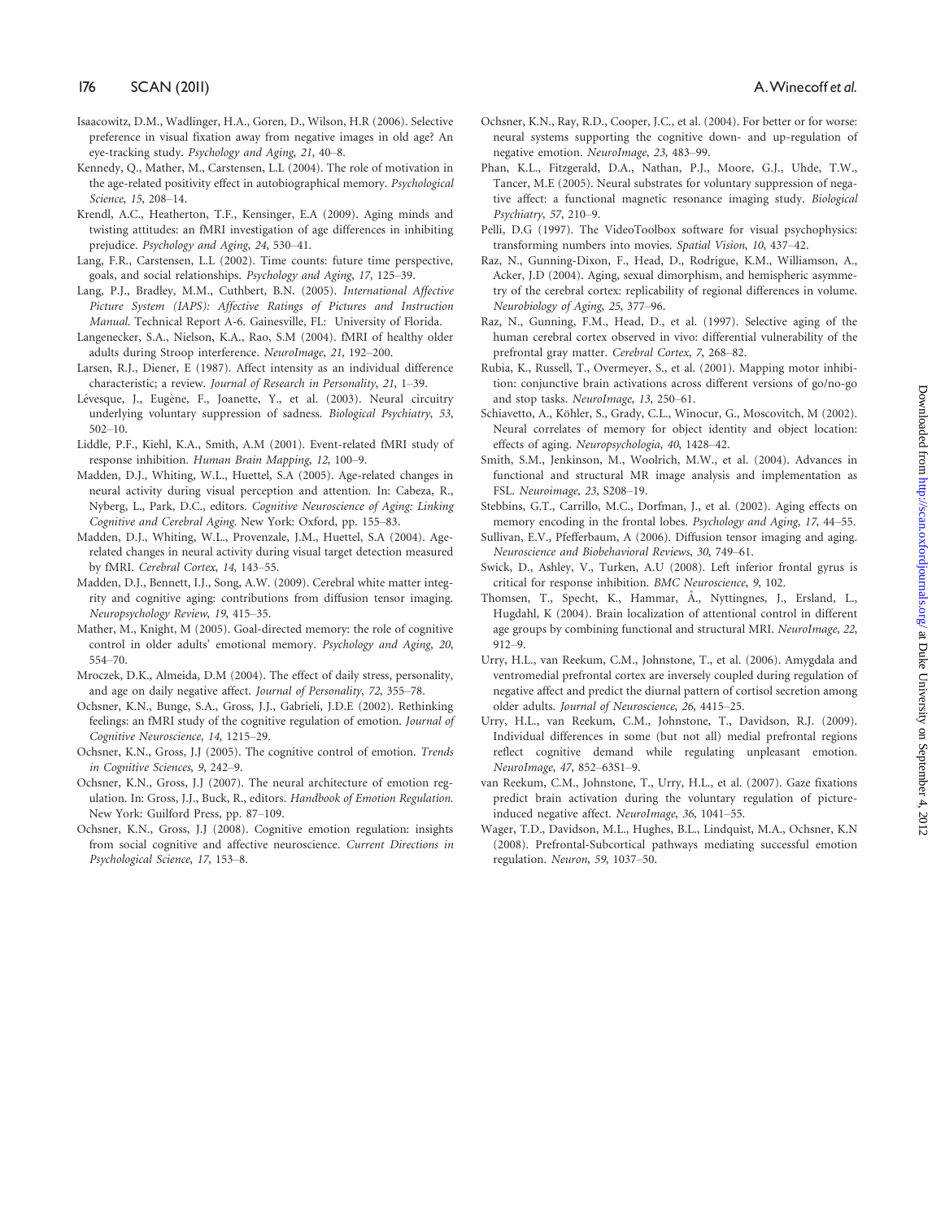Isaacowitz, D.M., Wadlinger, H.A., Goren, D., Wilson, H.R (2006). Selective preference in visual fixation away from negative images in old age? An eye-tracking study. *Psychology and Aging*, *21*, 40–8.

Kennedy, Q., Mather, M., Carstensen, L.L (2004). The role of motivation in the age-related positivity effect in autobiographical memory. *Psychological Science*, *15*, 208–14.

Krendl, A.C., Heatherton, T.F., Kensinger, E.A (2009). Aging minds and twisting attitudes: an fMRI investigation of age differences in inhibiting prejudice. *Psychology and Aging*, *24*, 530–41.

Lang, F.R., Carstensen, L.L (2002). Time counts: future time perspective, goals, and social relationships. *Psychology and Aging*, *17*, 125–39.

Lang, P.J., Bradley, M.M., Cuthbert, B.N. (2005). *International Affective Picture System (IAPS): Affective Ratings of Pictures and Instruction Manual*. Technical Report A-6. Gainesville, FL: University of Florida.

Langenecker, S.A., Nielson, K.A., Rao, S.M (2004). fMRI of healthy older adults during Stroop interference. *NeuroImage*, *21*, 192–200.

Larsen, R.J., Diener, E (1987). Affect intensity as an individual difference characteristic; a review. *Journal of Research in Personality*, *21*, 1–39.

Lévesque, J., Eugène, F., Joanette, Y., et al. (2003). Neural circuitry underlying voluntary suppression of sadness. *Biological Psychiatry*, *53*, 502–10.

Liddle, P.F., Kiehl, K.A., Smith, A.M (2001). Event-related fMRI study of response inhibition. *Human Brain Mapping*, *12*, 100–9.

Madden, D.J., Whiting, W.L., Huettel, S.A (2005). Age-related changes in neural activity during visual perception and attention. In: Cabeza, R., Nyberg, L., Park, D.C., editors. *Cognitive Neuroscience of Aging: Linking Cognitive and Cerebral Aging*. New York: Oxford, pp. 155–83.

Madden, D.J., Whiting, W.L., Provenzale, J.M., Huettel, S.A (2004). Age-related changes in neural activity during visual target detection measured by fMRI. *Cerebral Cortex*, *14*, 143–55.

Madden, D.J., Bennett, I.J., Song, A.W. (2009). Cerebral white matter integrity and cognitive aging: contributions from diffusion tensor imaging. *Neuropsychology Review*, *19*, 415–35.

Mather, M., Knight, M (2005). Goal-directed memory: the role of cognitive control in older adults' emotional memory. *Psychology and Aging*, *20*, 554–70.

Mroczek, D.K., Almeida, D.M (2004). The effect of daily stress, personality, and age on daily negative affect. *Journal of Personality*, *72*, 355–78.

Ochsner, K.N., Bunge, S.A., Gross, J.J., Gabrieli, J.D.E (2002). Rethinking feelings: an fMRI study of the cognitive regulation of emotion. *Journal of Cognitive Neuroscience*, *14*, 1215–29.

Ochsner, K.N., Gross, J.J (2005). The cognitive control of emotion. *Trends in Cognitive Sciences*, *9*, 242–9.

Ochsner, K.N., Gross, J.J (2007). The neural architecture of emotion regulation. In: Gross, J.J., Buck, R., editors. *Handbook of Emotion Regulation*. New York: Guilford Press, pp. 87–109.

Ochsner, K.N., Gross, J.J (2008). Cognitive emotion regulation: insights from social cognitive and affective neuroscience. *Current Directions in Psychological Science*, *17*, 153–8.

Ochsner, K.N., Ray, R.D., Cooper, J.C., et al. (2004). For better or for worse: neural systems supporting the cognitive down- and up-regulation of negative emotion. *NeuroImage*, *23*, 483–99.

Phan, K.L., Fitzgerald, D.A., Nathan, P.J., Moore, G.J., Uhde, T.W., Tancer, M.E (2005). Neural substrates for voluntary suppression of negative affect: a functional magnetic resonance imaging study. *Biological Psychiatry*, *57*, 210–9.

Pelli, D.G (1997). The VideoToolbox software for visual psychophysics: transforming numbers into movies. *Spatial Vision*, *10*, 437–42.

Raz, N., Gunning-Dixon, F., Head, D., Rodrigue, K.M., Williamson, A., Acker, J.D (2004). Aging, sexual dimorphism, and hemispheric asymmetry of the cerebral cortex: replicability of regional differences in volume. *Neurobiology of Aging*, *25*, 377–96.

Raz, N., Gunning, F.M., Head, D., et al. (1997). Selective aging of the human cerebral cortex observed in vivo: differential vulnerability of the prefrontal gray matter. *Cerebral Cortex*, *7*, 268–82.

Rubia, K., Russell, T., Overmeyer, S., et al. (2001). Mapping motor inhibition: conjunctive brain activations across different versions of go/no-go and stop tasks. *NeuroImage*, *13*, 250–61.

Schiavetto, A., Köhler, S., Grady, C.L., Winocur, G., Moscovitch, M (2002). Neural correlates of memory for object identity and object location: effects of aging. *Neuropsychologia*, *40*, 1428–42.

Smith, S.M., Jenkinson, M., Woolrich, M.W., et al. (2004). Advances in functional and structural MR image analysis and implementation as FSL. *Neuroimage*, *23*, S208–19.

Stebbins, G.T., Carrillo, M.C., Dorfman, J., et al. (2002). Aging effects on memory encoding in the frontal lobes. *Psychology and Aging*, *17*, 44–55.

Sullivan, E.V., Pfefferbaum, A (2006). Diffusion tensor imaging and aging. *Neuroscience and Biobehavioral Reviews*, *30*, 749–61.

Swick, D., Ashley, V., Turken, A.U (2008). Left inferior frontal gyrus is critical for response inhibition. *BMC Neuroscience*, *9*, 102.

Thomsen, T., Specht, K., Hammar, Å., Nyttingnes, J., Ersland, L., Hugdahl, K (2004). Brain localization of attentional control in different age groups by combining functional and structural MRI. *NeuroImage*, *22*, 912–9.

Urry, H.L., van Reekum, C.M., Johnstone, T., et al. (2006). Amygdala and ventromedial prefrontal cortex are inversely coupled during regulation of negative affect and predict the diurnal pattern of cortisol secretion among older adults. *Journal of Neuroscience*, *26*, 4415–25.

Urry, H.L., van Reekum, C.M., Johnstone, T., Davidson, R.J. (2009). Individual differences in some (but not all) medial prefrontal regions reflect cognitive demand while regulating unpleasant emotion. *NeuroImage*, *47*, 852–63S1–9.

van Reekum, C.M., Johnstone, T., Urry, H.L., et al. (2007). Gaze fixations predict brain activation during the voluntary regulation of picture-induced negative affect. *NeuroImage*, *36*, 1041–55.

Wager, T.D., Davidson, M.L., Hughes, B.L., Lindquist, M.A., Ochsner, K.N (2008). Prefrontal-Subcortical pathways mediating successful emotion regulation. *Neuron*, *59*, 1037–50.